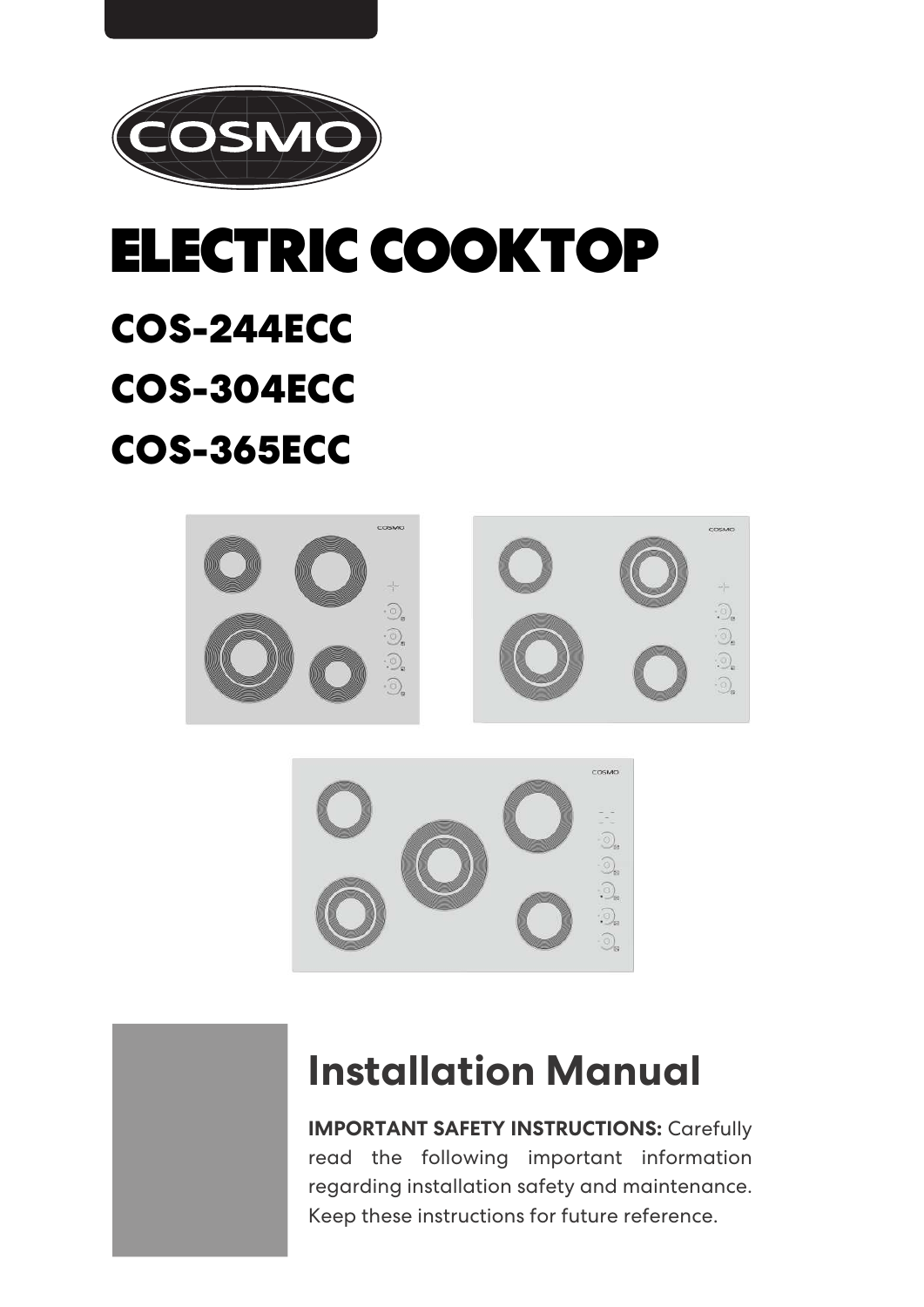COSMO

# ELECTRIC COOKTOP

## COS-244ECC

## COS-304ECC

## COS-365ECC

## Installation Manual

**IMPORTANT SAFETY INSTRUCTIONS:** Carefully read the following important information regarding installation safety and maintenance. Keep these instructions for future reference.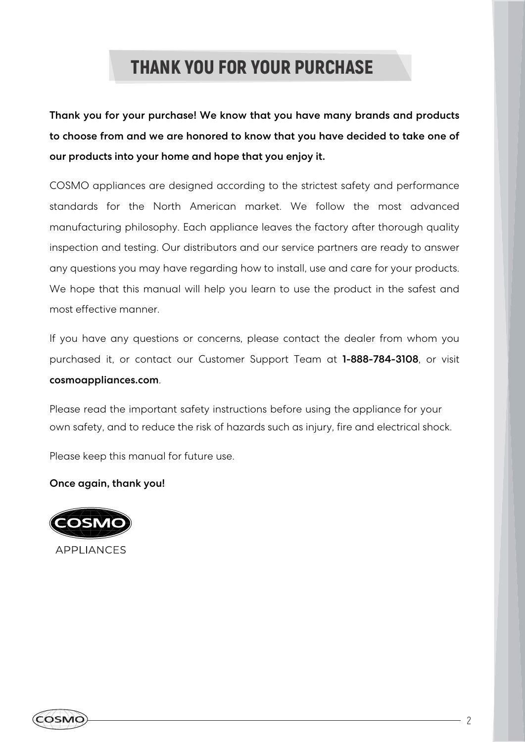# THANK YOU FOR YOUR PURCHASE

**Thank you for your purchase! We know that you have many brands and products to choose from and we are honored to know that you have decided to take one of our products into your home and hope that you enjoy it.**

COSMO appliances are designed according to the strictest safety and performance standards for the North American market. We follow the most advanced manufacturing philosophy. Each appliance leaves the factory after thorough quality inspection and testing. Our distributors and our service partners are ready to answer any questions you may have regarding how to install, use and care for your products. We hope that this manual will help you learn to use the product in the safest and most effective manner.

If you have any questions or concerns, please contact the dealer from whom you purchased it, or contact our Customer Support Team at **1-888-784-3108**, or visit **cosmoappliances.com**.

Please read the important safety instructions before using the appliance for your own safety, and to reduce the risk of hazards such as injury, fire and electrical shock.

Please keep this manual for future use.

**Once again, thank you!**

COSMO

APPLIANCES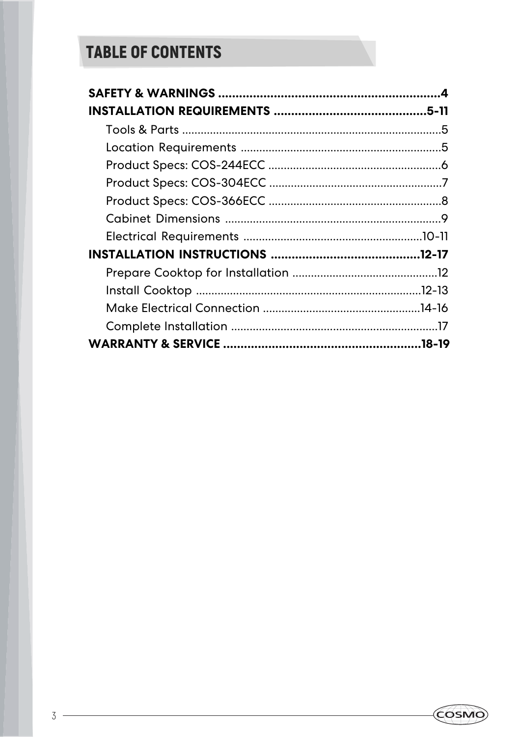# TABLE OF CONTENTS

**SAFETY & WARNINGS ................................................................4**

**INSTALLATION REQUIREMENTS ...........................................5-11**

- Tools & Parts ....................................................................................5
- Location Requirements ..................................................................5
- Product Specs: COS-244ECC ........................................................6
- Product Specs: COS-304ECC ........................................................7
- Product Specs: COS-366ECC ........................................................8
- Cabinet Dimensions .......................................................................9
- Electrical Requirements ..........................................................10-11

**INSTALLATION INSTRUCTIONS ...........................................12-17**

- Prepare Cooktop for Installation ...............................................12
- Install Cooktop .........................................................................12-13
- Make Electrical Connection ...................................................14-16
- Complete Installation ...................................................................17

**WARRANTY & SERVICE .........................................................18-19**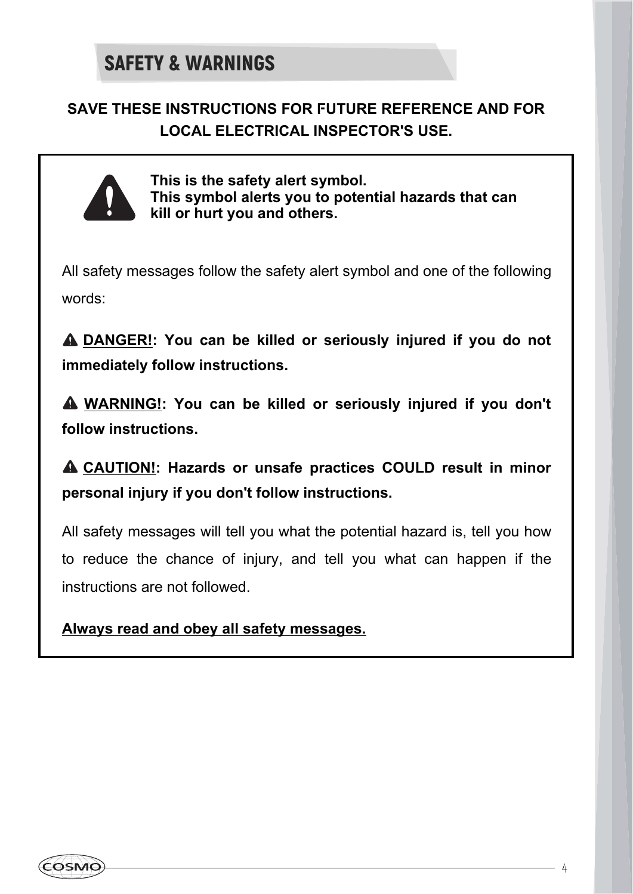# SAFETY & WARNINGS

**SAVE THESE INSTRUCTIONS FOR FUTURE REFERENCE AND FOR LOCAL ELECTRICAL INSPECTOR'S USE.**

**This is the safety alert symbol.**
**This symbol alerts you to potential hazards that can kill or hurt you and others.**

All safety messages follow the safety alert symbol and one of the following words:

⚠ **DANGER!: You can be killed or seriously injured if you do not immediately follow instructions.**

⚠ **WARNING!: You can be killed or seriously injured if you don't follow instructions.**

⚠ **CAUTION!: Hazards or unsafe practices COULD result in minor personal injury if you don't follow instructions.**

All safety messages will tell you what the potential hazard is, tell you how to reduce the chance of injury, and tell you what can happen if the instructions are not followed.

**Always read and obey all safety messages.**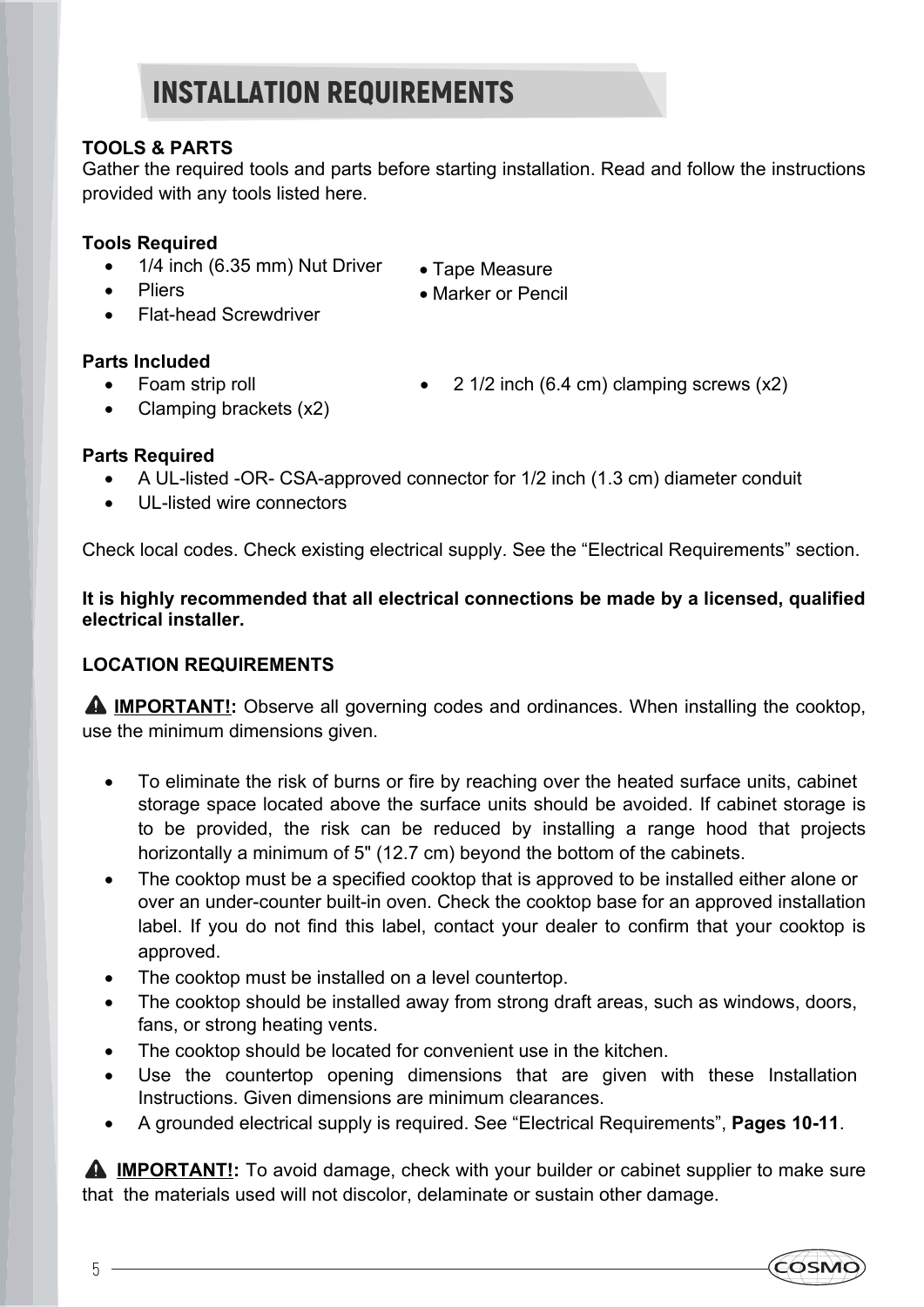# INSTALLATION REQUIREMENTS

**TOOLS & PARTS**

Gather the required tools and parts before starting installation. Read and follow the instructions provided with any tools listed here.

**Tools Required**

- 1/4 inch (6.35 mm) Nut Driver
- Pliers
- Flat-head Screwdriver
- Tape Measure
- Marker or Pencil

**Parts Included**

- Foam strip roll
- Clamping brackets (x2)
- 2 1/2 inch (6.4 cm) clamping screws (x2)

**Parts Required**

- A UL-listed -OR- CSA-approved connector for 1/2 inch (1.3 cm) diameter conduit
- UL-listed wire connectors

Check local codes. Check existing electrical supply. See the "Electrical Requirements" section.

**It is highly recommended that all electrical connections be made by a licensed, qualified electrical installer.**

**LOCATION REQUIREMENTS**

⚠ **IMPORTANT!:** Observe all governing codes and ordinances. When installing the cooktop, use the minimum dimensions given.

- To eliminate the risk of burns or fire by reaching over the heated surface units, cabinet storage space located above the surface units should be avoided. If cabinet storage is to be provided, the risk can be reduced by installing a range hood that projects horizontally a minimum of 5" (12.7 cm) beyond the bottom of the cabinets.
- The cooktop must be a specified cooktop that is approved to be installed either alone or over an under-counter built-in oven. Check the cooktop base for an approved installation label. If you do not find this label, contact your dealer to confirm that your cooktop is approved.
- The cooktop must be installed on a level countertop.
- The cooktop should be installed away from strong draft areas, such as windows, doors, fans, or strong heating vents.
- The cooktop should be located for convenient use in the kitchen.
- Use the countertop opening dimensions that are given with these Installation Instructions. Given dimensions are minimum clearances.
- A grounded electrical supply is required. See "Electrical Requirements", **Pages 10-11**.

⚠ **IMPORTANT!:** To avoid damage, check with your builder or cabinet supplier to make sure that the materials used will not discolor, delaminate or sustain other damage.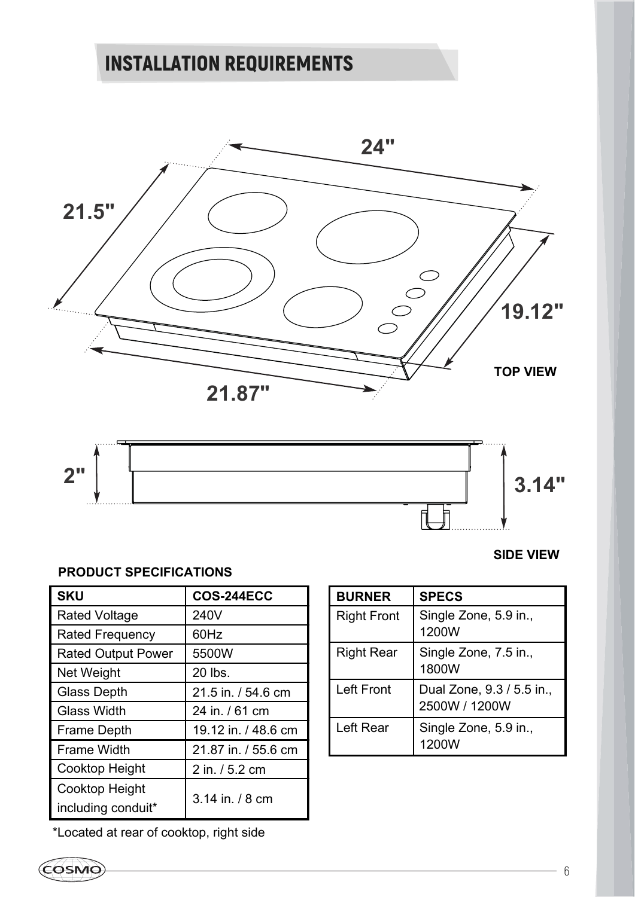# INSTALLATION REQUIREMENTS

24"

21.5"

19.12"

21.87"

TOP VIEW

2"

3.14"

SIDE VIEW

**PRODUCT SPECIFICATIONS**

| SKU | COS-244ECC |
|---|---|
| Rated Voltage | 240V |
| Rated Frequency | 60Hz |
| Rated Output Power | 5500W |
| Net Weight | 20 lbs. |
| Glass Depth | 21.5 in. / 54.6 cm |
| Glass Width | 24 in. / 61 cm |
| Frame Depth | 19.12 in. / 48.6 cm |
| Frame Width | 21.87 in. / 55.6 cm |
| Cooktop Height | 2 in. / 5.2 cm |
| Cooktop Height including conduit* | 3.14 in. / 8 cm |

*Located at rear of cooktop, right side

| BURNER | SPECS |
|---|---|
| Right Front | Single Zone, 5.9 in., 1200W |
| Right Rear | Single Zone, 7.5 in., 1800W |
| Left Front | Dual Zone, 9.3 / 5.5 in., 2500W / 1200W |
| Left Rear | Single Zone, 5.9 in., 1200W |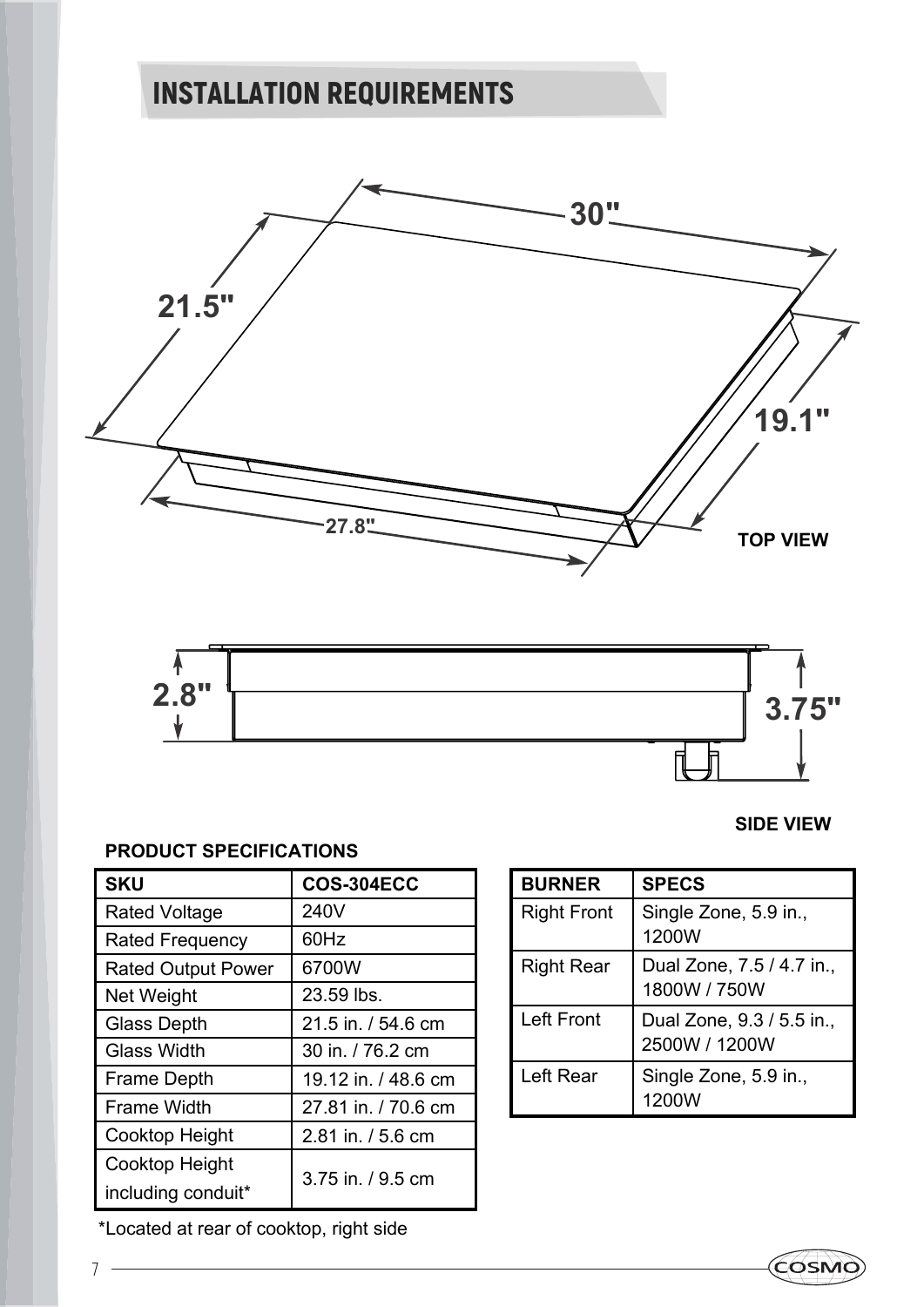# INSTALLATION REQUIREMENTS

30"

21.5"

19.1"

27.8"

TOP VIEW

2.8"

3.75"

SIDE VIEW

**PRODUCT SPECIFICATIONS**

| SKU | COS-304ECC |
|---|---|
| Rated Voltage | 240V |
| Rated Frequency | 60Hz |
| Rated Output Power | 6700W |
| Net Weight | 23.59 lbs. |
| Glass Depth | 21.5 in. / 54.6 cm |
| Glass Width | 30 in. / 76.2 cm |
| Frame Depth | 19.12 in. / 48.6 cm |
| Frame Width | 27.81 in. / 70.6 cm |
| Cooktop Height | 2.81 in. / 5.6 cm |
| Cooktop Height including conduit* | 3.75 in. / 9.5 cm |

*Located at rear of cooktop, right side

| BURNER | SPECS |
|---|---|
| Right Front | Single Zone, 5.9 in., 1200W |
| Right Rear | Dual Zone, 7.5 / 4.7 in., 1800W / 750W |
| Left Front | Dual Zone, 9.3 / 5.5 in., 2500W / 1200W |
| Left Rear | Single Zone, 5.9 in., 1200W |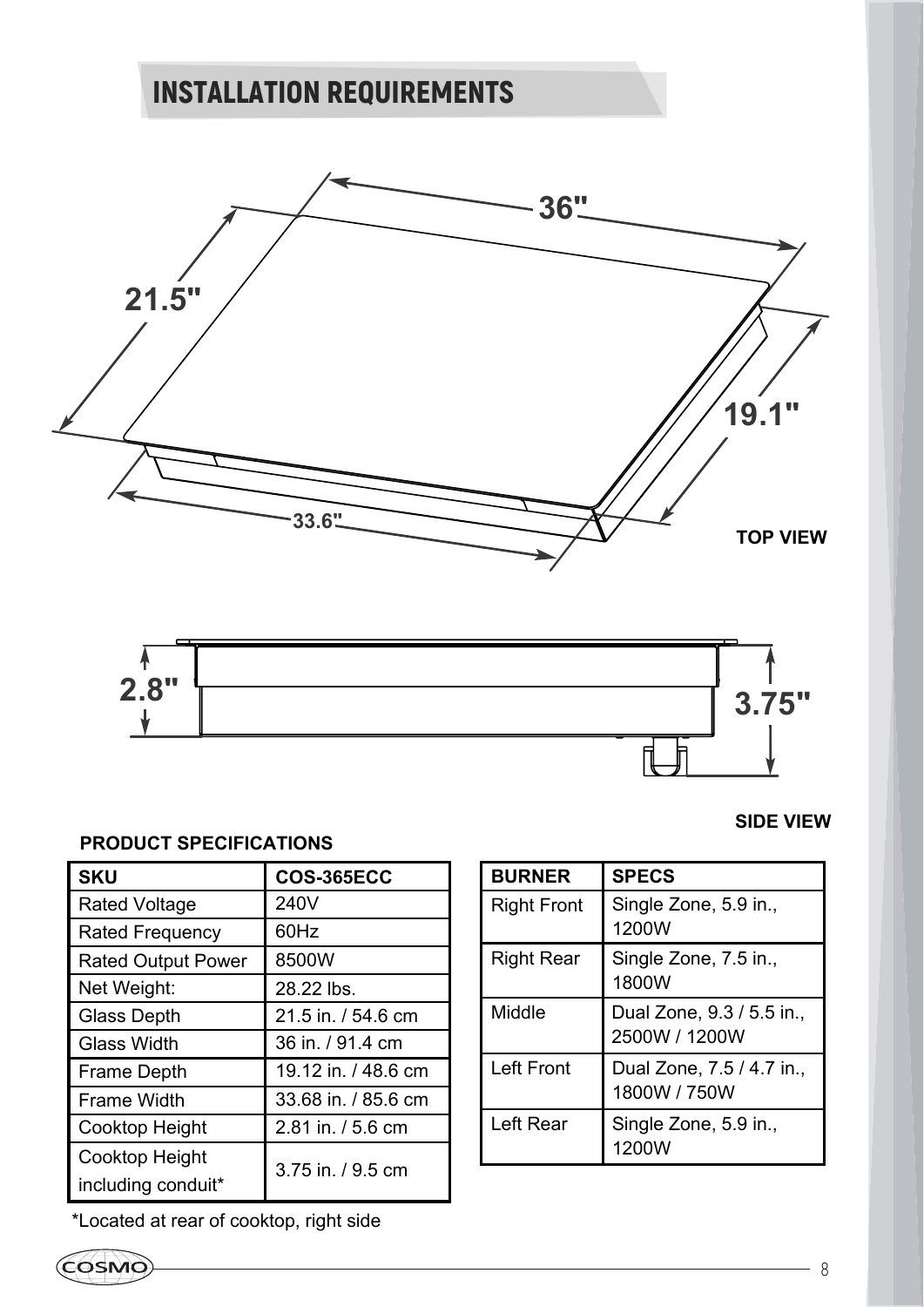# INSTALLATION REQUIREMENTS

36"

21.5"

19.1"

33.6"

TOP VIEW

2.8"

3.75"

SIDE VIEW

**PRODUCT SPECIFICATIONS**

| SKU | COS-365ECC |
|---|---|
| Rated Voltage | 240V |
| Rated Frequency | 60Hz |
| Rated Output Power | 8500W |
| Net Weight: | 28.22 lbs. |
| Glass Depth | 21.5 in. / 54.6 cm |
| Glass Width | 36 in. / 91.4 cm |
| Frame Depth | 19.12 in. / 48.6 cm |
| Frame Width | 33.68 in. / 85.6 cm |
| Cooktop Height | 2.81 in. / 5.6 cm |
| Cooktop Height including conduit* | 3.75 in. / 9.5 cm |

*Located at rear of cooktop, right side

| BURNER | SPECS |
|---|---|
| Right Front | Single Zone, 5.9 in., 1200W |
| Right Rear | Single Zone, 7.5 in., 1800W |
| Middle | Dual Zone, 9.3 / 5.5 in., 2500W / 1200W |
| Left Front | Dual Zone, 7.5 / 4.7 in., 1800W / 750W |
| Left Rear | Single Zone, 5.9 in., 1200W |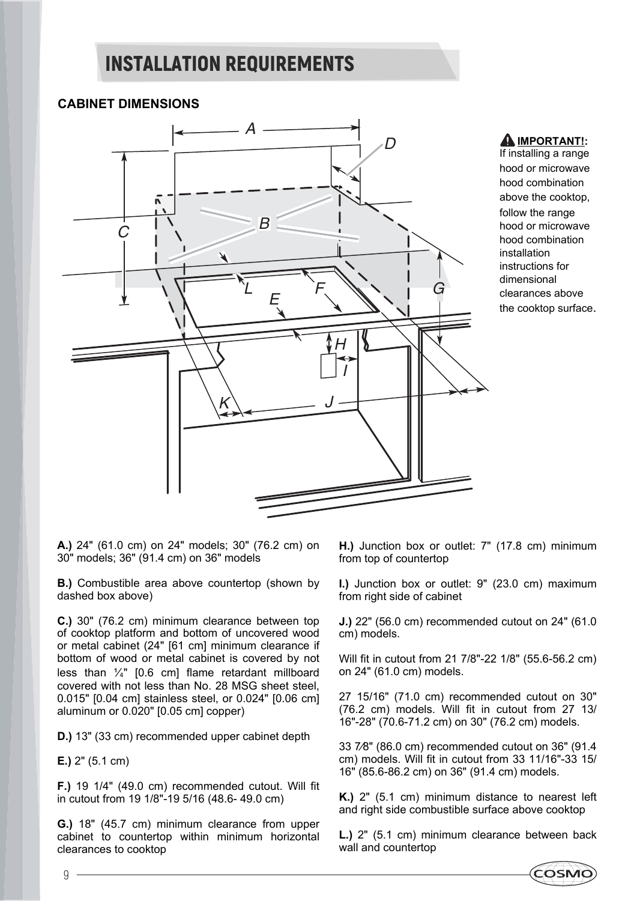# INSTALLATION REQUIREMENTS

## CABINET DIMENSIONS

**IMPORTANT!:** If installing a range hood or microwave hood combination above the cooktop, follow the range hood or microwave hood combination installation instructions for dimensional clearances above the cooktop surface.

**A.)** 24" (61.0 cm) on 24" models; 30" (76.2 cm) on 30" models; 36" (91.4 cm) on 36" models

**B.)** Combustible area above countertop (shown by dashed box above)

**C.)** 30" (76.2 cm) minimum clearance between top of cooktop platform and bottom of uncovered wood or metal cabinet (24" [61 cm] minimum clearance if bottom of wood or metal cabinet is covered by not less than ¼" [0.6 cm] flame retardant millboard covered with not less than No. 28 MSG sheet steel, 0.015" [0.04 cm] stainless steel, or 0.024" [0.06 cm] aluminum or 0.020" [0.05 cm] copper)

**D.)** 13" (33 cm) recommended upper cabinet depth

**E.)** 2" (5.1 cm)

**F.)** 19 1/4" (49.0 cm) recommended cutout. Will fit in cutout from 19 1/8"-19 5/16 (48.6- 49.0 cm)

**G.)** 18" (45.7 cm) minimum clearance from upper cabinet to countertop within minimum horizontal clearances to cooktop

**H.)** Junction box or outlet: 7" (17.8 cm) minimum from top of countertop

**I.)** Junction box or outlet: 9" (23.0 cm) maximum from right side of cabinet

**J.)** 22" (56.0 cm) recommended cutout on 24" (61.0 cm) models.

Will fit in cutout from 21 7/8"-22 1/8" (55.6-56.2 cm) on 24" (61.0 cm) models.

27 15/16" (71.0 cm) recommended cutout on 30" (76.2 cm) models. Will fit in cutout from 27 13/16"-28" (70.6-71.2 cm) on 30" (76.2 cm) models.

33 7⁄8" (86.0 cm) recommended cutout on 36" (91.4 cm) models. Will fit in cutout from 33 11/16"-33 15/16" (85.6-86.2 cm) on 36" (91.4 cm) models.

**K.)** 2" (5.1 cm) minimum distance to nearest left and right side combustible surface above cooktop

**L.)** 2" (5.1 cm) minimum clearance between back wall and countertop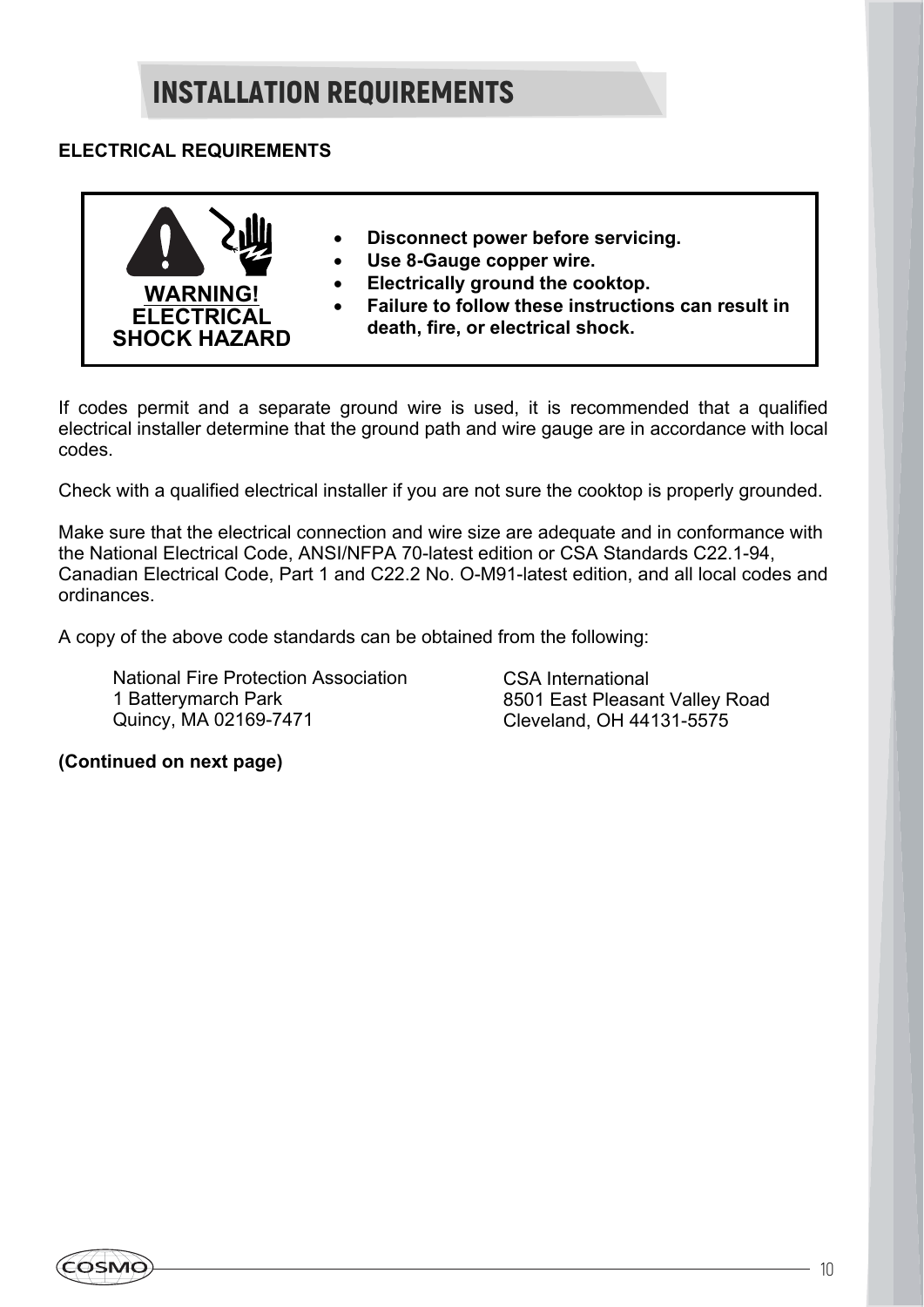# INSTALLATION REQUIREMENTS

**ELECTRICAL REQUIREMENTS**

| **WARNING! ELECTRICAL SHOCK HAZARD** | • **Disconnect power before servicing.**<br>• **Use 8-Gauge copper wire.**<br>• **Electrically ground the cooktop.**<br>• **Failure to follow these instructions can result in death, fire, or electrical shock.** |
|---|---|

If codes permit and a separate ground wire is used, it is recommended that a qualified electrical installer determine that the ground path and wire gauge are in accordance with local codes.

Check with a qualified electrical installer if you are not sure the cooktop is properly grounded.

Make sure that the electrical connection and wire size are adequate and in conformance with the National Electrical Code, ANSI/NFPA 70-latest edition or CSA Standards C22.1-94, Canadian Electrical Code, Part 1 and C22.2 No. O-M91-latest edition, and all local codes and ordinances.

A copy of the above code standards can be obtained from the following:

National Fire Protection Association
1 Batterymarch Park
Quincy, MA 02169-7471

CSA International
8501 East Pleasant Valley Road
Cleveland, OH 44131-5575

**(Continued on next page)**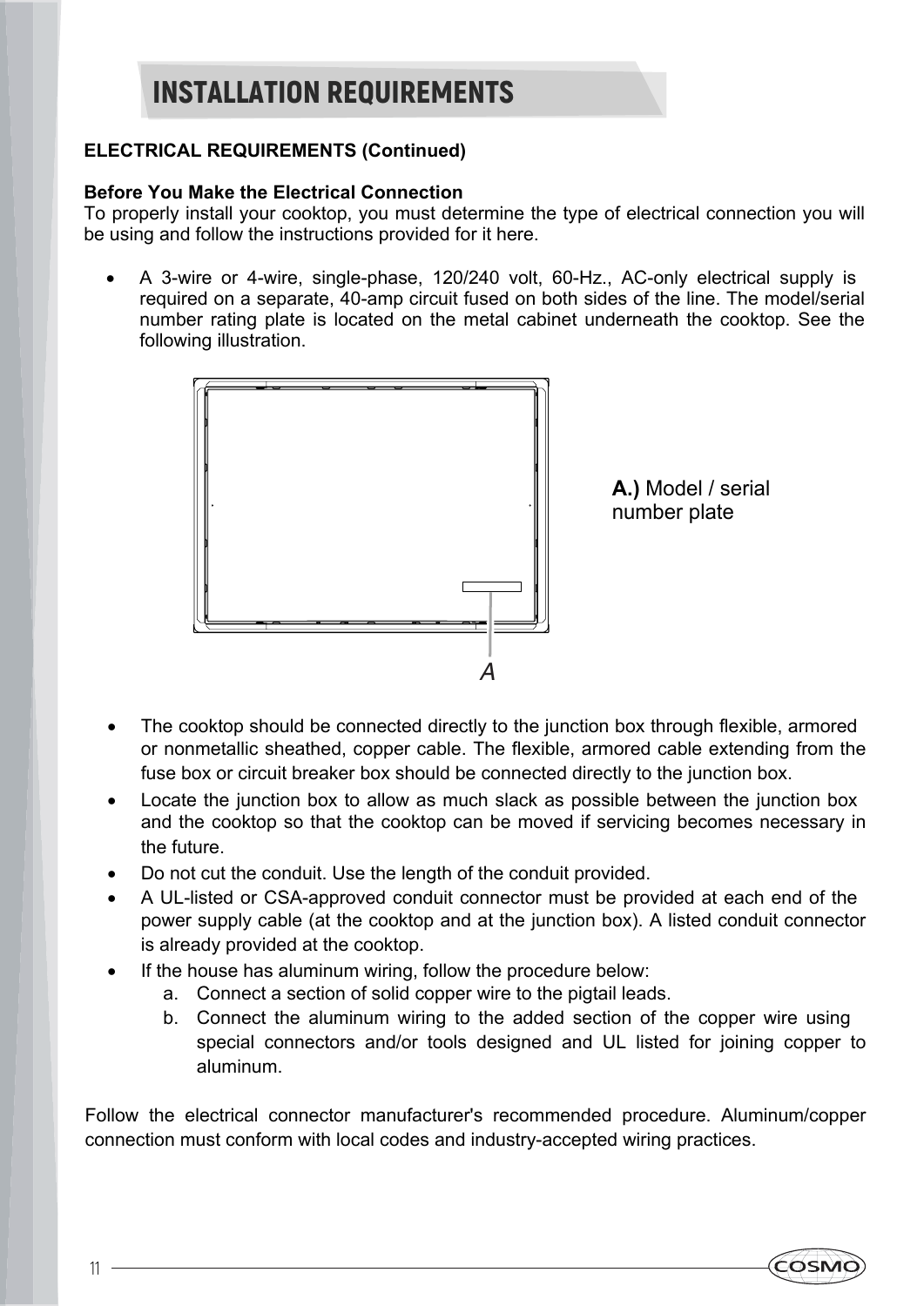# INSTALLATION REQUIREMENTS

**ELECTRICAL REQUIREMENTS (Continued)**

**Before You Make the Electrical Connection**

To properly install your cooktop, you must determine the type of electrical connection you will be using and follow the instructions provided for it here.

- A 3-wire or 4-wire, single-phase, 120/240 volt, 60-Hz., AC-only electrical supply is required on a separate, 40-amp circuit fused on both sides of the line. The model/serial number rating plate is located on the metal cabinet underneath the cooktop. See the following illustration.

**A.)** Model / serial number plate

A

- The cooktop should be connected directly to the junction box through flexible, armored or nonmetallic sheathed, copper cable. The flexible, armored cable extending from the fuse box or circuit breaker box should be connected directly to the junction box.
- Locate the junction box to allow as much slack as possible between the junction box and the cooktop so that the cooktop can be moved if servicing becomes necessary in the future.
- Do not cut the conduit. Use the length of the conduit provided.
- A UL-listed or CSA-approved conduit connector must be provided at each end of the power supply cable (at the cooktop and at the junction box). A listed conduit connector is already provided at the cooktop.
- If the house has aluminum wiring, follow the procedure below:
  a. Connect a section of solid copper wire to the pigtail leads.
  b. Connect the aluminum wiring to the added section of the copper wire using special connectors and/or tools designed and UL listed for joining copper to aluminum.

Follow the electrical connector manufacturer's recommended procedure. Aluminum/copper connection must conform with local codes and industry-accepted wiring practices.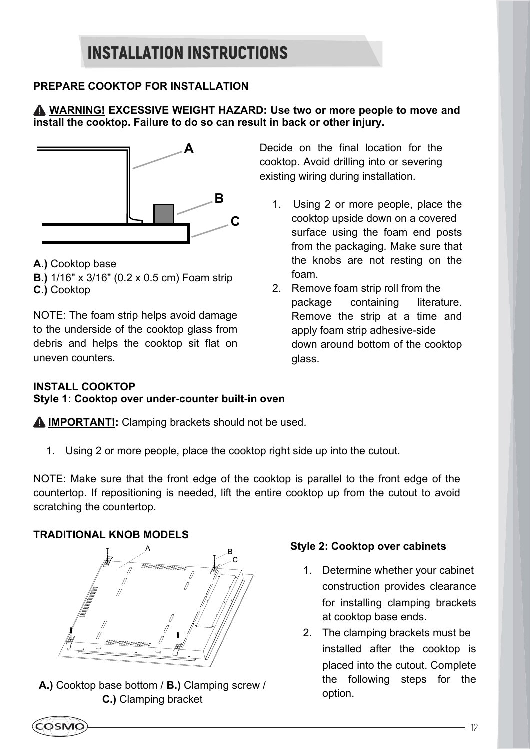# INSTALLATION INSTRUCTIONS

## PREPARE COOKTOP FOR INSTALLATION

⚠ **WARNING! EXCESSIVE WEIGHT HAZARD: Use two or more people to move and install the cooktop. Failure to do so can result in back or other injury.**

**A.)** Cooktop base
**B.)** 1/16" x 3/16" (0.2 x 0.5 cm) Foam strip
**C.)** Cooktop

NOTE: The foam strip helps avoid damage to the underside of the cooktop glass from debris and helps the cooktop sit flat on uneven counters.

Decide on the final location for the cooktop. Avoid drilling into or severing existing wiring during installation.

1. Using 2 or more people, place the cooktop upside down on a covered surface using the foam end posts from the packaging. Make sure that the knobs are not resting on the foam.
2. Remove foam strip roll from the package containing literature. Remove the strip at a time and apply foam strip adhesive-side down around bottom of the cooktop glass.

## INSTALL COOKTOP

### Style 1: Cooktop over under-counter built-in oven

⚠ **IMPORTANT!:** Clamping brackets should not be used.

1. Using 2 or more people, place the cooktop right side up into the cutout.

NOTE: Make sure that the front edge of the cooktop is parallel to the front edge of the countertop. If repositioning is needed, lift the entire cooktop up from the cutout to avoid scratching the countertop.

### TRADITIONAL KNOB MODELS

**A.)** Cooktop base bottom / **B.)** Clamping screw / **C.)** Clamping bracket

### Style 2: Cooktop over cabinets

1. Determine whether your cabinet construction provides clearance for installing clamping brackets at cooktop base ends.
2. The clamping brackets must be installed after the cooktop is placed into the cutout. Complete the following steps for the option.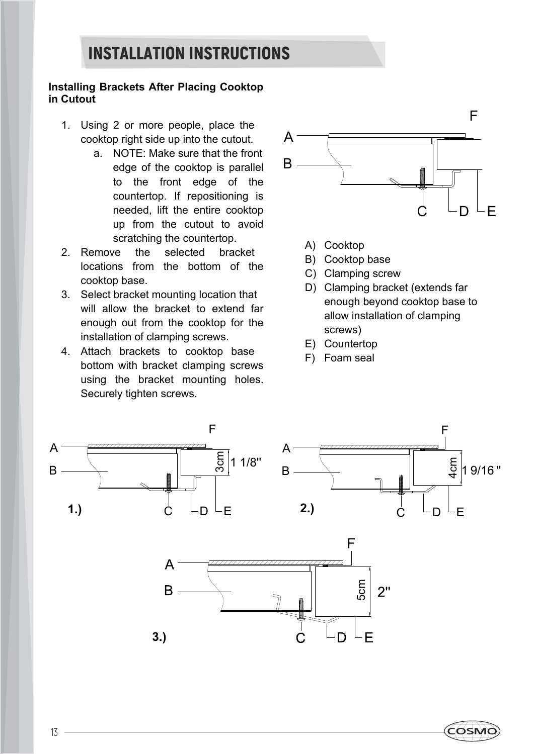# INSTALLATION INSTRUCTIONS

**Installing Brackets After Placing Cooktop in Cutout**

1. Using 2 or more people, place the cooktop right side up into the cutout.
   a. NOTE: Make sure that the front edge of the cooktop is parallel to the front edge of the countertop. If repositioning is needed, lift the entire cooktop up from the cutout to avoid scratching the countertop.
2. Remove the selected bracket locations from the bottom of the cooktop base.
3. Select bracket mounting location that will allow the bracket to extend far enough out from the cooktop for the installation of clamping screws.
4. Attach brackets to cooktop base bottom with bracket clamping screws using the bracket mounting holes. Securely tighten screws.

A) Cooktop
B) Cooktop base
C) Clamping screw
D) Clamping bracket (extends far enough beyond cooktop base to allow installation of clamping screws)
E) Countertop
F) Foam seal

1.) 3cm 1 1/8"

2.) 4cm 1 9/16"

3.) 5cm 2"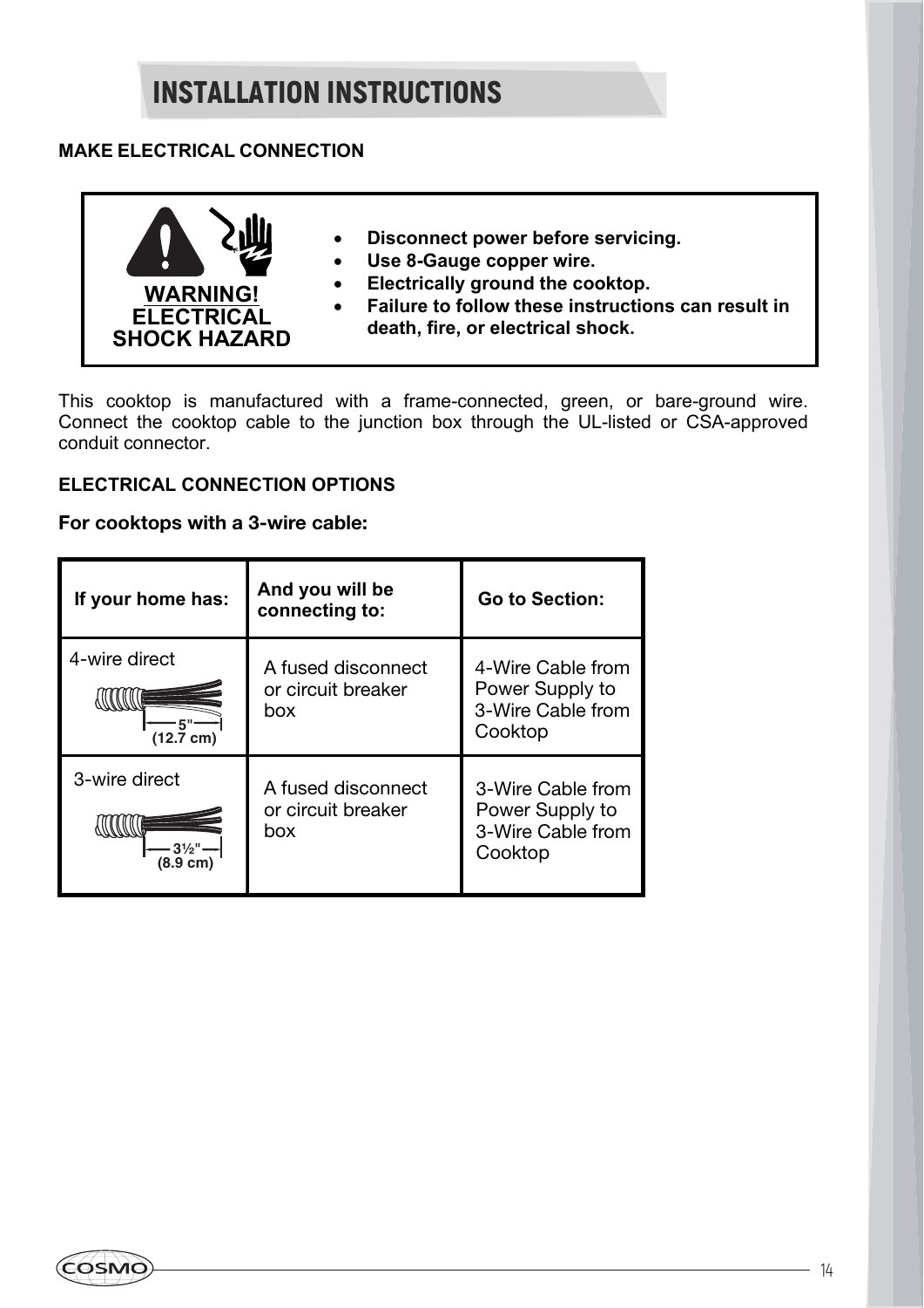# INSTALLATION INSTRUCTIONS

## MAKE ELECTRICAL CONNECTION

**WARNING!**
**ELECTRICAL SHOCK HAZARD**

- **Disconnect power before servicing.**
- **Use 8-Gauge copper wire.**
- **Electrically ground the cooktop.**
- **Failure to follow these instructions can result in death, fire, or electrical shock.**

This cooktop is manufactured with a frame-connected, green, or bare-ground wire. Connect the cooktop cable to the junction box through the UL-listed or CSA-approved conduit connector.

### ELECTRICAL CONNECTION OPTIONS

**For cooktops with a 3-wire cable:**

| If your home has: | And you will be connecting to: | Go to Section: |
|---|---|---|
| 4-wire direct<br>5" (12.7 cm) | A fused disconnect or circuit breaker box | 4-Wire Cable from Power Supply to 3-Wire Cable from Cooktop |
| 3-wire direct<br>3½" (8.9 cm) | A fused disconnect or circuit breaker box | 3-Wire Cable from Power Supply to 3-Wire Cable from Cooktop |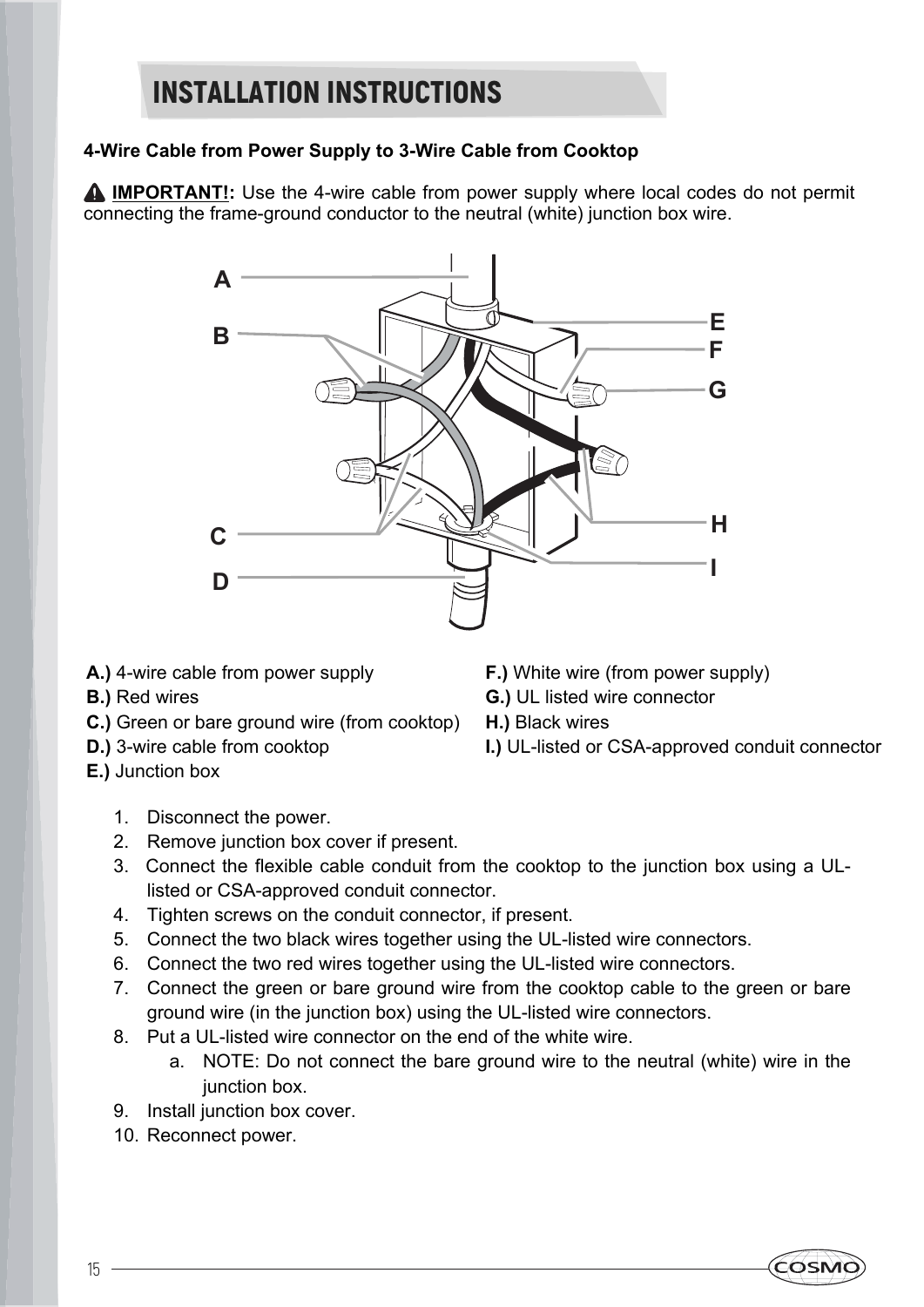# INSTALLATION INSTRUCTIONS

**4-Wire Cable from Power Supply to 3-Wire Cable from Cooktop**

⚠ **IMPORTANT!:** Use the 4-wire cable from power supply where local codes do not permit connecting the frame-ground conductor to the neutral (white) junction box wire.

**A.)** 4-wire cable from power supply
**B.)** Red wires
**C.)** Green or bare ground wire (from cooktop)
**D.)** 3-wire cable from cooktop
**E.)** Junction box
**F.)** White wire (from power supply)
**G.)** UL listed wire connector
**H.)** Black wires
**I.)** UL-listed or CSA-approved conduit connector

1. Disconnect the power.
2. Remove junction box cover if present.
3. Connect the flexible cable conduit from the cooktop to the junction box using a UL-listed or CSA-approved conduit connector.
4. Tighten screws on the conduit connector, if present.
5. Connect the two black wires together using the UL-listed wire connectors.
6. Connect the two red wires together using the UL-listed wire connectors.
7. Connect the green or bare ground wire from the cooktop cable to the green or bare ground wire (in the junction box) using the UL-listed wire connectors.
8. Put a UL-listed wire connector on the end of the white wire.
    a. NOTE: Do not connect the bare ground wire to the neutral (white) wire in the junction box.
9. Install junction box cover.
10. Reconnect power.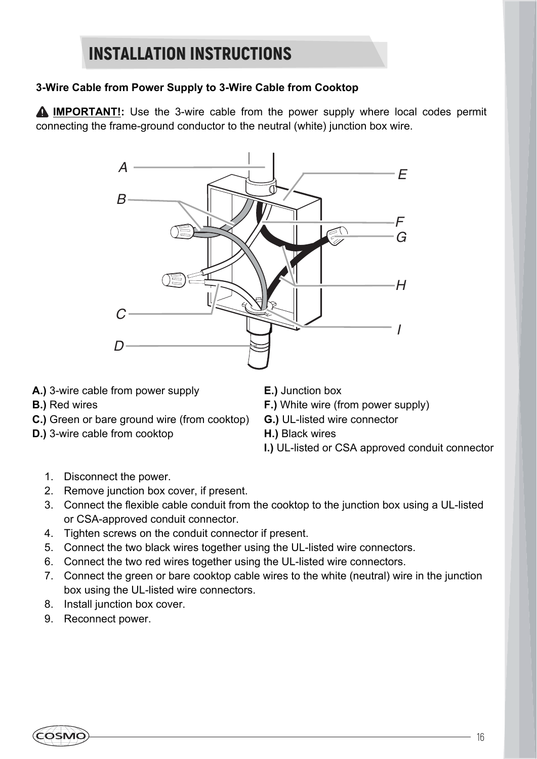# INSTALLATION INSTRUCTIONS

**3-Wire Cable from Power Supply to 3-Wire Cable from Cooktop**

⚠ **IMPORTANT!:** Use the 3-wire cable from the power supply where local codes permit connecting the frame-ground conductor to the neutral (white) junction box wire.

**A.)** 3-wire cable from power supply
**B.)** Red wires
**C.)** Green or bare ground wire (from cooktop)
**D.)** 3-wire cable from cooktop
**E.)** Junction box
**F.)** White wire (from power supply)
**G.)** UL-listed wire connector
**H.)** Black wires
**I.)** UL-listed or CSA approved conduit connector

1. Disconnect the power.
2. Remove junction box cover, if present.
3. Connect the flexible cable conduit from the cooktop to the junction box using a UL-listed or CSA-approved conduit connector.
4. Tighten screws on the conduit connector if present.
5. Connect the two black wires together using the UL-listed wire connectors.
6. Connect the two red wires together using the UL-listed wire connectors.
7. Connect the green or bare cooktop cable wires to the white (neutral) wire in the junction box using the UL-listed wire connectors.
8. Install junction box cover.
9. Reconnect power.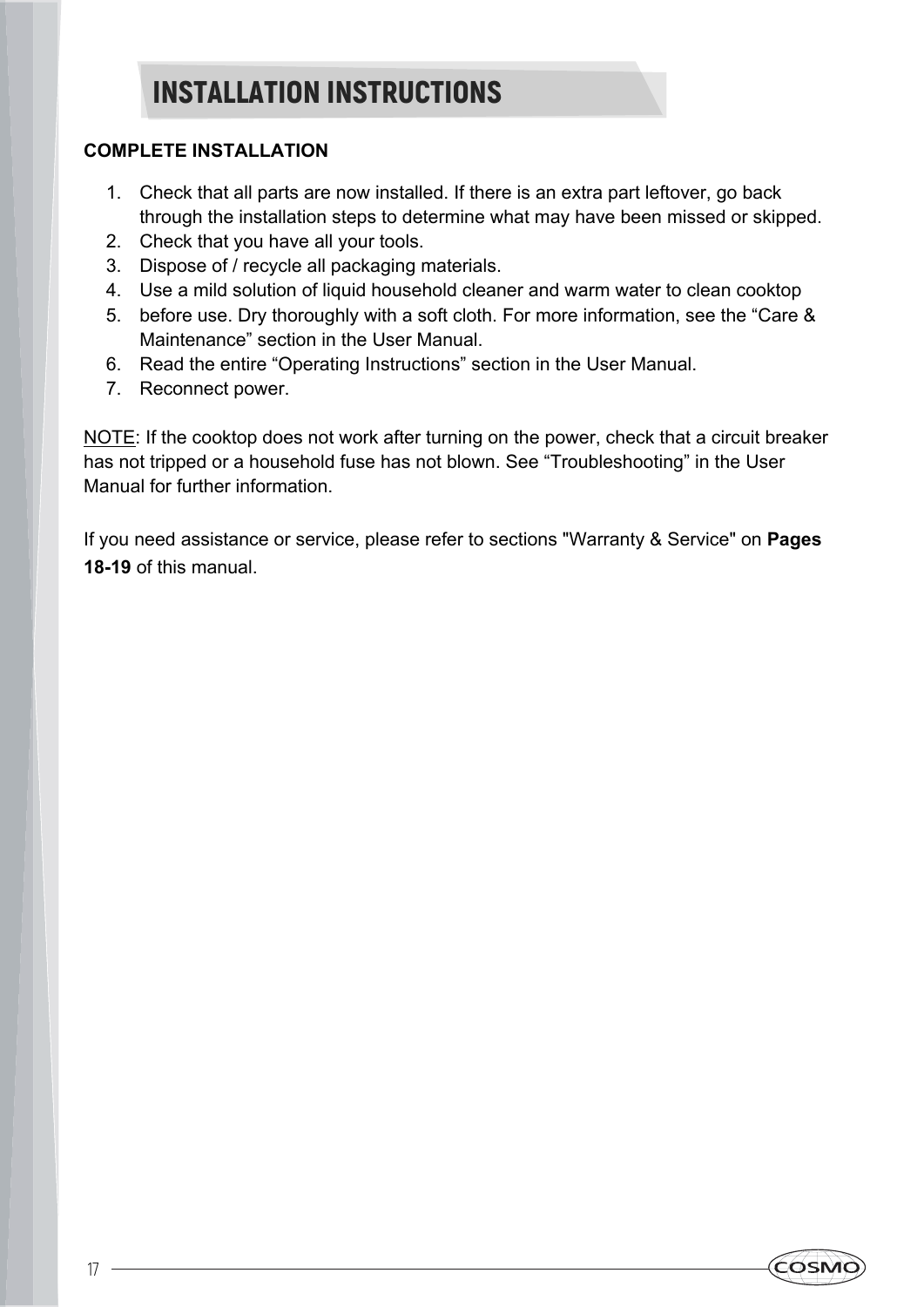# INSTALLATION INSTRUCTIONS

**COMPLETE INSTALLATION**

1. Check that all parts are now installed. If there is an extra part leftover, go back through the installation steps to determine what may have been missed or skipped.
2. Check that you have all your tools.
3. Dispose of / recycle all packaging materials.
4. Use a mild solution of liquid household cleaner and warm water to clean cooktop
5. before use. Dry thoroughly with a soft cloth. For more information, see the “Care & Maintenance” section in the User Manual.
6. Read the entire “Operating Instructions” section in the User Manual.
7. Reconnect power.

<u>NOTE</u>: If the cooktop does not work after turning on the power, check that a circuit breaker has not tripped or a household fuse has not blown. See “Troubleshooting” in the User Manual for further information.

If you need assistance or service, please refer to sections "Warranty & Service" on **Pages 18-19** of this manual.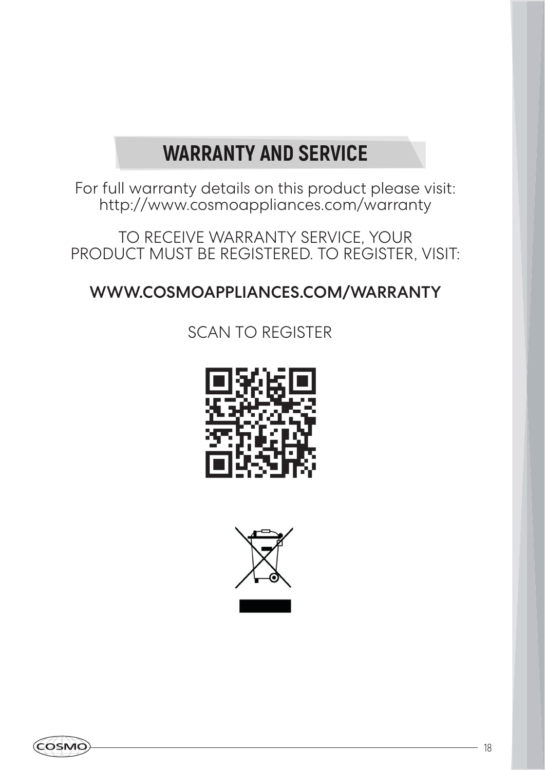# WARRANTY AND SERVICE

For full warranty details on this product please visit:
http://www.cosmoappliances.com/warranty

TO RECEIVE WARRANTY SERVICE, YOUR PRODUCT MUST BE REGISTERED. TO REGISTER, VISIT:

**WWW.COSMOAPPLIANCES.COM/WARRANTY**

SCAN TO REGISTER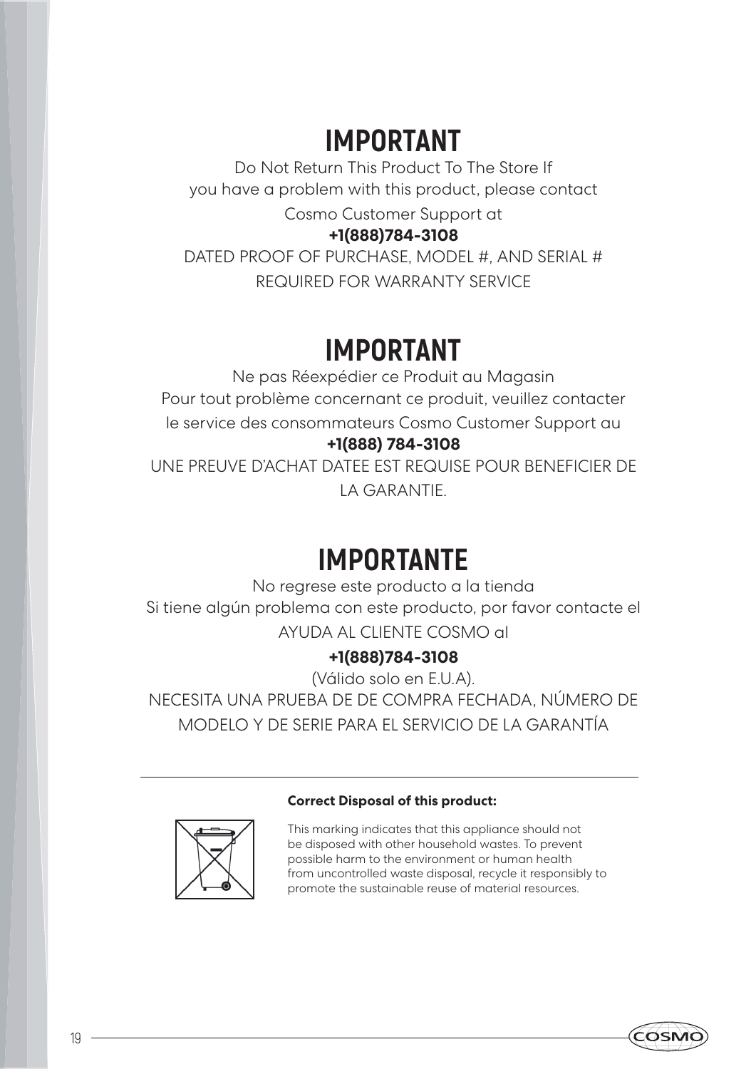# IMPORTANT

Do Not Return This Product To The Store If
you have a problem with this product, please contact
Cosmo Customer Support at

**+1(888)784-3108**

DATED PROOF OF PURCHASE, MODEL #, AND SERIAL #
REQUIRED FOR WARRANTY SERVICE

# IMPORTANT

Ne pas Réexpédier ce Produit au Magasin
Pour tout problème concernant ce produit, veuillez contacter
le service des consommateurs Cosmo Customer Support au

**+1(888) 784-3108**

UNE PREUVE D'ACHAT DATEE EST REQUISE POUR BENEFICIER DE
LA GARANTIE.

# IMPORTANTE

No regrese este producto a la tienda
Si tiene algún problema con este producto, por favor contacte el
AYUDA AL CLIENTE COSMO al

**+1(888)784-3108**

(Válido solo en E.U.A).
NECESITA UNA PRUEBA DE DE COMPRA FECHADA, NÚMERO DE
MODELO Y DE SERIE PARA EL SERVICIO DE LA GARANTÍA

---

**Correct Disposal of this product:**

This marking indicates that this appliance should not be disposed with other household wastes. To prevent possible harm to the environment or human health from uncontrolled waste disposal, recycle it responsibly to promote the sustainable reuse of material resources.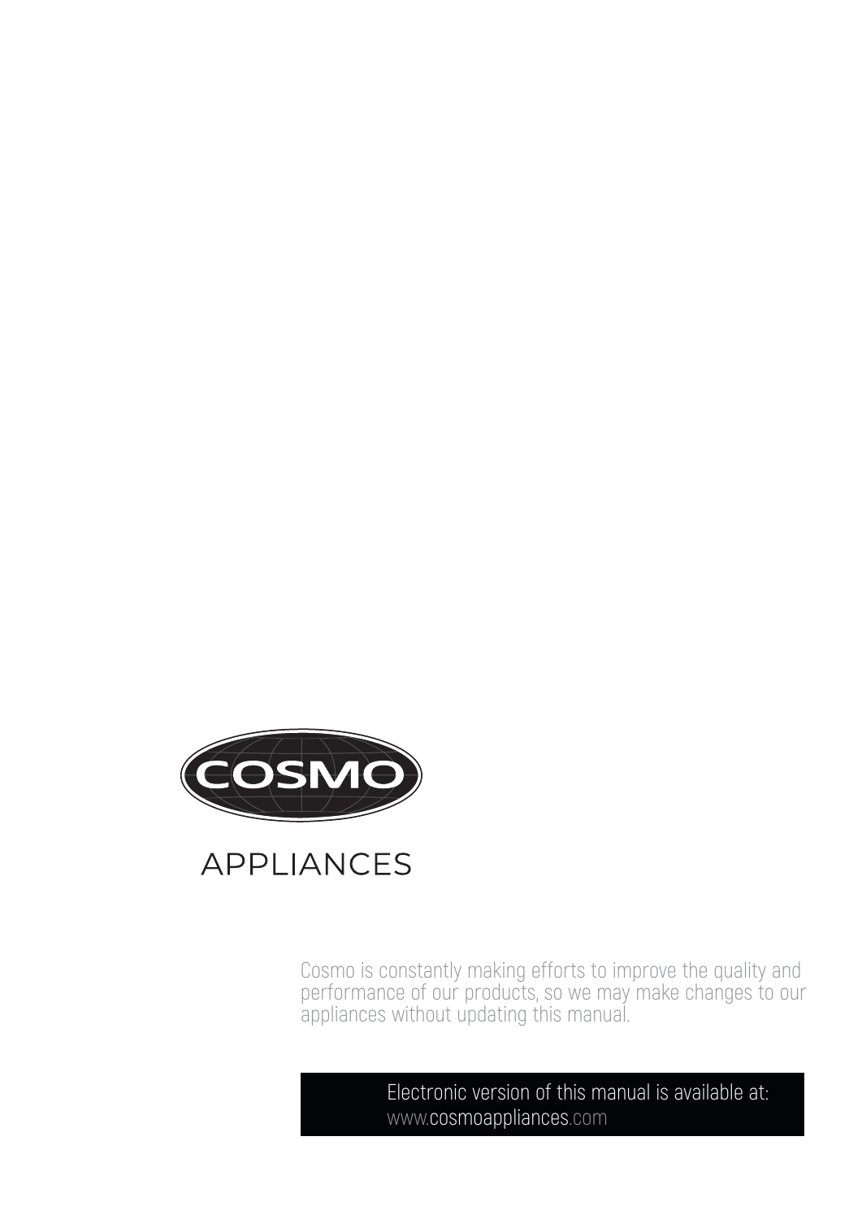COSMO

APPLIANCES

Cosmo is constantly making efforts to improve the quality and performance of our products, so we may make changes to our appliances without updating this manual.

Electronic version of this manual is available at:
www.cosmoappliances.com